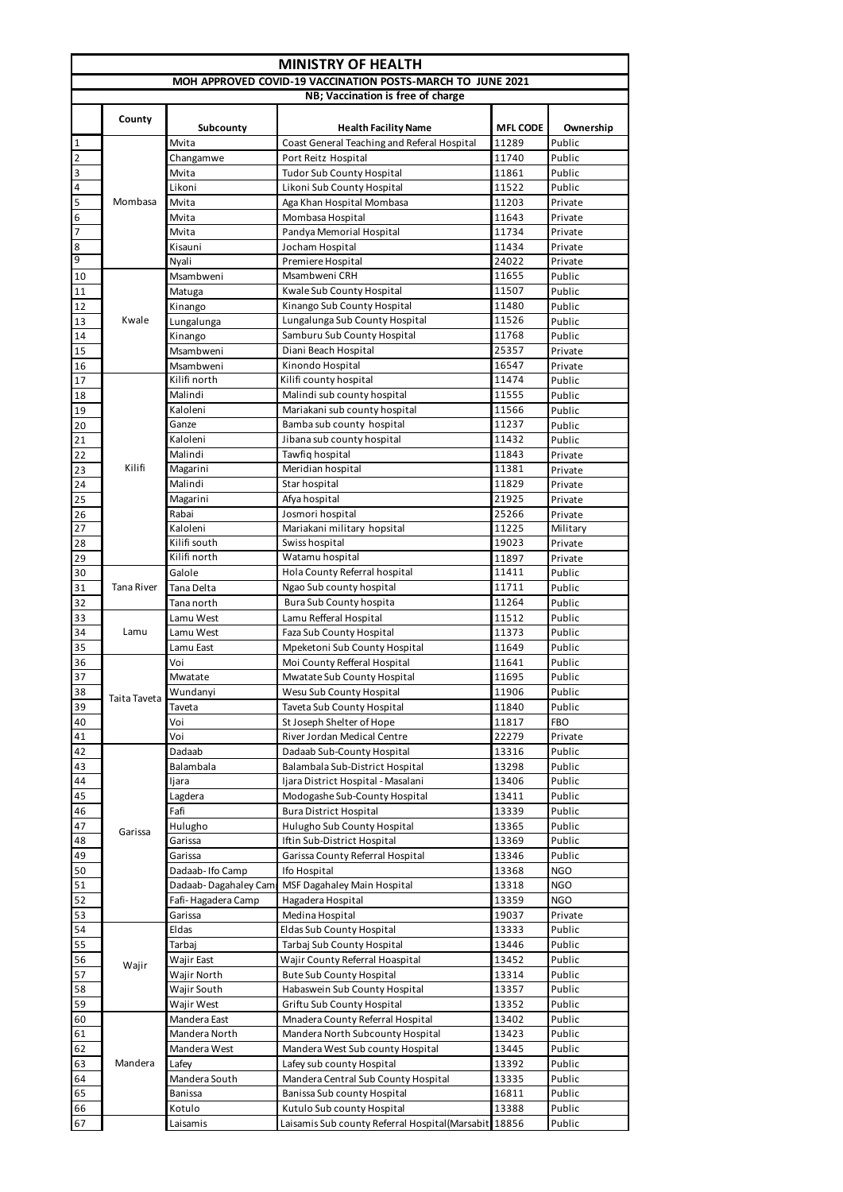# MINISTRY OF HEALTH

## MOH APPROVED COVID-19 VACCINATION POSTS-MARCH TO JUNE 2021

**NB; Vaccination is free of charge**

| | County | Subcounty | Health Facility Name | MFL CODE | Ownership |
|---|---|---|---|---|---|
| 1 | Mombasa | Mvita | Coast General Teaching and Referal Hospital | 11289 | Public |
| 2 | | Changamwe | Port Reitz Hospital | 11740 | Public |
| 3 | | Mvita | Tudor Sub County Hospital | 11861 | Public |
| 4 | | Likoni | Likoni Sub County Hospital | 11522 | Public |
| 5 | | Mvita | Aga Khan Hospital Mombasa | 11203 | Private |
| 6 | | Mvita | Mombasa Hospital | 11643 | Private |
| 7 | | Mvita | Pandya Memorial Hospital | 11734 | Private |
| 8 | | Kisauni | Jocham Hospital | 11434 | Private |
| 9 | | Nyali | Premiere Hospital | 24022 | Private |
| 10 | Kwale | Msambweni | Msambweni CRH | 11655 | Public |
| 11 | | Matuga | Kwale Sub County Hospital | 11507 | Public |
| 12 | | Kinango | Kinango Sub County Hospital | 11480 | Public |
| 13 | | Lungalunga | Lungalunga Sub County Hospital | 11526 | Public |
| 14 | | Kinango | Samburu Sub County Hospital | 11768 | Public |
| 15 | | Msambweni | Diani Beach Hospital | 25357 | Private |
| 16 | | Msambweni | Kinondo Hospital | 16547 | Private |
| 17 | Kilifi | Kilifi north | Kilifi county hospital | 11474 | Public |
| 18 | | Malindi | Malindi sub county hospital | 11555 | Public |
| 19 | | Kaloleni | Mariakani sub county hospital | 11566 | Public |
| 20 | | Ganze | Bamba sub county hospital | 11237 | Public |
| 21 | | Kaloleni | Jibana sub county hospital | 11432 | Public |
| 22 | | Malindi | Tawfiq hospital | 11843 | Private |
| 23 | | Magarini | Meridian hospital | 11381 | Private |
| 24 | | Malindi | Star hospital | 11829 | Private |
| 25 | | Magarini | Afya hospital | 21925 | Private |
| 26 | | Rabai | Josmori hospital | 25266 | Private |
| 27 | | Kaloleni | Mariakani military hopsital | 11225 | Military |
| 28 | | Kilifi south | Swiss hospital | 19023 | Private |
| 29 | | Kilifi north | Watamu hospital | 11897 | Private |
| 30 | Tana River | Galole | Hola County Referral hospital | 11411 | Public |
| 31 | | Tana Delta | Ngao Sub county hospital | 11711 | Public |
| 32 | | Tana north | Bura Sub County hospita | 11264 | Public |
| 33 | Lamu | Lamu West | Lamu Refferal Hospital | 11512 | Public |
| 34 | | Lamu West | Faza Sub County Hospital | 11373 | Public |
| 35 | | Lamu East | Mpeketoni Sub County Hospital | 11649 | Public |
| 36 | Taita Taveta | Voi | Moi County Refferal Hospital | 11641 | Public |
| 37 | | Mwatate | Mwatate Sub County Hospital | 11695 | Public |
| 38 | | Wundanyi | Wesu Sub County Hospital | 11906 | Public |
| 39 | | Taveta | Taveta Sub County Hospital | 11840 | Public |
| 40 | | Voi | St Joseph Shelter of Hope | 11817 | FBO |
| 41 | | Voi | River Jordan Medical Centre | 22279 | Private |
| 42 | Garissa | Dadaab | Dadaab Sub-County Hospital | 13316 | Public |
| 43 | | Balambala | Balambala Sub-District Hospital | 13298 | Public |
| 44 | | Ijara | Ijara District Hospital - Masalani | 13406 | Public |
| 45 | | Lagdera | Modogashe Sub-County Hospital | 13411 | Public |
| 46 | | Fafi | Bura District Hospital | 13339 | Public |
| 47 | | Hulugho | Hulugho Sub County Hospital | 13365 | Public |
| 48 | | Garissa | Iftin Sub-District Hospital | 13369 | Public |
| 49 | | Garissa | Garissa County Referral Hospital | 13346 | Public |
| 50 | | Dadaab- Ifo Camp | Ifo Hospital | 13368 | NGO |
| 51 | | Dadaab- Dagahaley Cam | MSF Dagahaley Main Hospital | 13318 | NGO |
| 52 | | Fafi- Hagadera Camp | Hagadera Hospital | 13359 | NGO |
| 53 | | Garissa | Medina Hospital | 19037 | Private |
| 54 | Wajir | Eldas | Eldas Sub County Hospital | 13333 | Public |
| 55 | | Tarbaj | Tarbaj Sub County Hospital | 13446 | Public |
| 56 | | Wajir East | Wajir County Referral Hoaspital | 13452 | Public |
| 57 | | Wajir North | Bute Sub County Hospital | 13314 | Public |
| 58 | | Wajir South | Habaswein Sub County Hospital | 13357 | Public |
| 59 | | Wajir West | Griftu Sub County Hospital | 13352 | Public |
| 60 | Mandera | Mandera East | Mnadera County Referral Hospital | 13402 | Public |
| 61 | | Mandera North | Mandera North Subcounty Hospital | 13423 | Public |
| 62 | | Mandera West | Mandera West Sub county Hospital | 13445 | Public |
| 63 | | Lafey | Lafey sub county Hospital | 13392 | Public |
| 64 | | Mandera South | Mandera Central Sub County Hospital | 13335 | Public |
| 65 | | Banissa | Banissa Sub county Hospital | 16811 | Public |
| 66 | | Kotulo | Kutulo Sub county Hospital | 13388 | Public |
| 67 | | Laisamis | Laisamis Sub county Referral Hospital(Marsabit | 18856 | Public |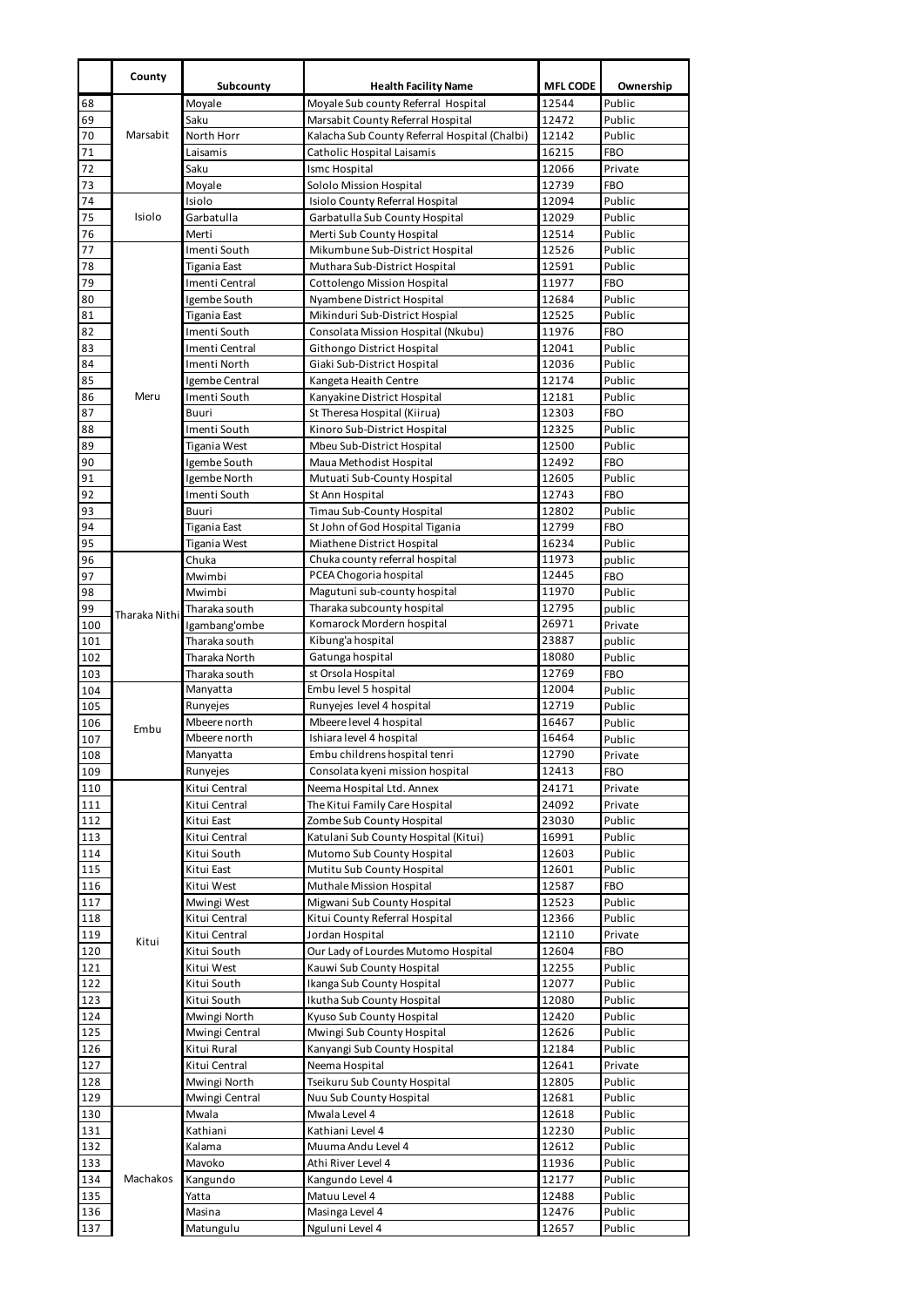|  | County | Subcounty | Health Facility Name | MFL CODE | Ownership |
|---|---|---|---|---|---|
| 68 | Marsabit | Moyale | Moyale Sub county Referral Hospital | 12544 | Public |
| 69 |  | Saku | Marsabit County Referral Hospital | 12472 | Public |
| 70 |  | North Horr | Kalacha Sub County Referral Hospital (Chalbi) | 12142 | Public |
| 71 |  | Laisamis | Catholic Hospital Laisamis | 16215 | FBO |
| 72 |  | Saku | Ismc Hospital | 12066 | Private |
| 73 |  | Moyale | Sololo Mission Hospital | 12739 | FBO |
| 74 | Isiolo | Isiolo | Isiolo County Referral Hospital | 12094 | Public |
| 75 |  | Garbatulla | Garbatulla Sub County Hospital | 12029 | Public |
| 76 |  | Merti | Merti Sub County Hospital | 12514 | Public |
| 77 | Meru | Imenti South | Mikumbune Sub-District Hospital | 12526 | Public |
| 78 |  | Tigania East | Muthara Sub-District Hospital | 12591 | Public |
| 79 |  | Imenti Central | Cottolengo Mission Hospital | 11977 | FBO |
| 80 |  | Igembe South | Nyambene District Hospital | 12684 | Public |
| 81 |  | Tigania East | Mikinduri Sub-District Hospial | 12525 | Public |
| 82 |  | Imenti South | Consolata Mission Hospital (Nkubu) | 11976 | FBO |
| 83 |  | Imenti Central | Githongo District Hospital | 12041 | Public |
| 84 |  | Imenti North | Giaki Sub-District Hospital | 12036 | Public |
| 85 |  | Igembe Central | Kangeta Heaith Centre | 12174 | Public |
| 86 |  | Imenti South | Kanyakine District Hospital | 12181 | Public |
| 87 |  | Buuri | St Theresa Hospital (Kiirua) | 12303 | FBO |
| 88 |  | Imenti South | Kinoro Sub-District Hospital | 12325 | Public |
| 89 |  | Tigania West | Mbeu Sub-District Hospital | 12500 | Public |
| 90 |  | Igembe South | Maua Methodist Hospital | 12492 | FBO |
| 91 |  | Igembe North | Mutuati Sub-County Hospital | 12605 | Public |
| 92 |  | Imenti South | St Ann Hospital | 12743 | FBO |
| 93 |  | Buuri | Timau Sub-County Hospital | 12802 | Public |
| 94 |  | Tigania East | St John of God Hospital Tigania | 12799 | FBO |
| 95 |  | Tigania West | Miathene District Hospital | 16234 | Public |
| 96 | Tharaka Nithi | Chuka | Chuka county referral hospital | 11973 | public |
| 97 |  | Mwimbi | PCEA Chogoria hospital | 12445 | FBO |
| 98 |  | Mwimbi | Magutuni sub-county hospital | 11970 | Public |
| 99 |  | Tharaka south | Tharaka subcounty hospital | 12795 | public |
| 100 |  | Igambang'ombe | Komarock Mordern hospital | 26971 | Private |
| 101 |  | Tharaka south | Kibung'a hospital | 23887 | public |
| 102 |  | Tharaka North | Gatunga hospital | 18080 | Public |
| 103 |  | Tharaka south | st Orsola Hospital | 12769 | FBO |
| 104 | Embu | Manyatta | Embu level 5 hospital | 12004 | Public |
| 105 |  | Runyejes | Runyejes level 4 hospital | 12719 | Public |
| 106 |  | Mbeere north | Mbeere level 4 hospital | 16467 | Public |
| 107 |  | Mbeere north | Ishiara level 4 hospital | 16464 | Public |
| 108 |  | Manyatta | Embu childrens hospital tenri | 12790 | Private |
| 109 |  | Runyejes | Consolata kyeni mission hospital | 12413 | FBO |
| 110 | Kitui | Kitui Central | Neema Hospital Ltd. Annex | 24171 | Private |
| 111 |  | Kitui Central | The Kitui Family Care Hospital | 24092 | Private |
| 112 |  | Kitui East | Zombe Sub County Hospital | 23030 | Public |
| 113 |  | Kitui Central | Katulani Sub County Hospital (Kitui) | 16991 | Public |
| 114 |  | Kitui South | Mutomo Sub County Hospital | 12603 | Public |
| 115 |  | Kitui East | Mutitu Sub County Hospital | 12601 | Public |
| 116 |  | Kitui West | Muthale Mission Hospital | 12587 | FBO |
| 117 |  | Mwingi West | Migwani Sub County Hospital | 12523 | Public |
| 118 |  | Kitui Central | Kitui County Referral Hospital | 12366 | Public |
| 119 |  | Kitui Central | Jordan Hospital | 12110 | Private |
| 120 |  | Kitui South | Our Lady of Lourdes Mutomo Hospital | 12604 | FBO |
| 121 |  | Kitui West | Kauwi Sub County Hospital | 12255 | Public |
| 122 |  | Kitui South | Ikanga Sub County Hospital | 12077 | Public |
| 123 |  | Kitui South | Ikutha Sub County Hospital | 12080 | Public |
| 124 |  | Mwingi North | Kyuso Sub County Hospital | 12420 | Public |
| 125 |  | Mwingi Central | Mwingi Sub County Hospital | 12626 | Public |
| 126 |  | Kitui Rural | Kanyangi Sub County Hospital | 12184 | Public |
| 127 |  | Kitui Central | Neema Hospital | 12641 | Private |
| 128 |  | Mwingi North | Tseikuru Sub County Hospital | 12805 | Public |
| 129 |  | Mwingi Central | Nuu Sub County Hospital | 12681 | Public |
| 130 | Machakos | Mwala | Mwala Level 4 | 12618 | Public |
| 131 |  | Kathiani | Kathiani Level 4 | 12230 | Public |
| 132 |  | Kalama | Muuma Andu Level 4 | 12612 | Public |
| 133 |  | Mavoko | Athi River Level 4 | 11936 | Public |
| 134 |  | Kangundo | Kangundo Level 4 | 12177 | Public |
| 135 |  | Yatta | Matuu Level 4 | 12488 | Public |
| 136 |  | Masina | Masinga Level 4 | 12476 | Public |
| 137 |  | Matungulu | Nguluni Level 4 | 12657 | Public |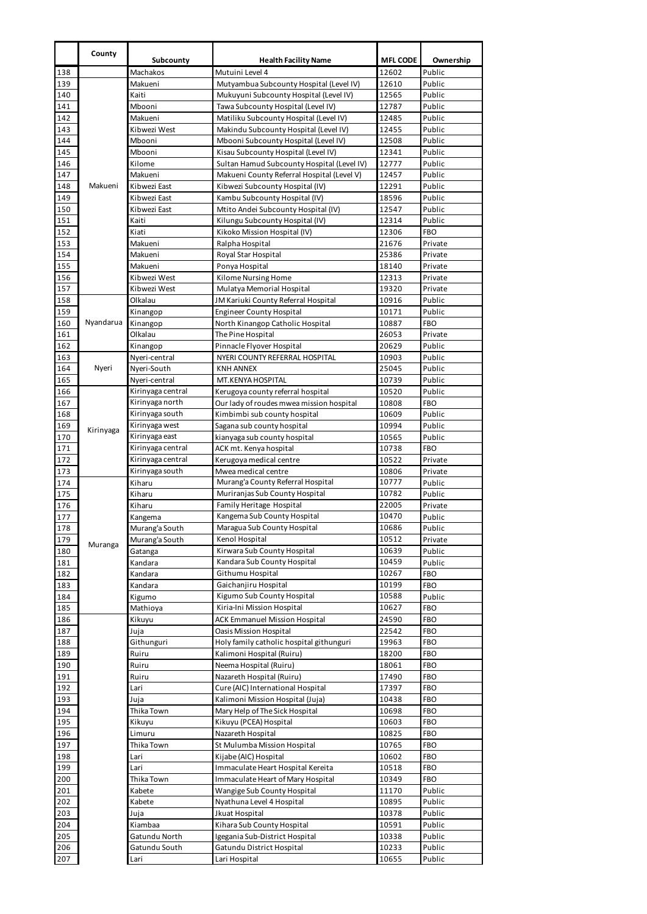|  | County | Subcounty | Health Facility Name | MFL CODE | Ownership |
|---|---|---|---|---|---|
| 138 |  | Machakos | Mutuini Level 4 | 12602 | Public |
| 139 | Makueni | Makueni | Mutyambua Subcounty Hospital (Level IV) | 12610 | Public |
| 140 |  | Kaiti | Mukuyuni Subcounty Hospital (Level IV) | 12565 | Public |
| 141 |  | Mbooni | Tawa Subcounty Hospital (Level IV) | 12787 | Public |
| 142 |  | Makueni | Matiliku Subcounty Hospital (Level IV) | 12485 | Public |
| 143 |  | Kibwezi West | Makindu Subcounty Hospital (Level IV) | 12455 | Public |
| 144 |  | Mbooni | Mbooni Subcounty Hospital (Level IV) | 12508 | Public |
| 145 |  | Mbooni | Kisau Subcounty Hospital (Level IV) | 12341 | Public |
| 146 |  | Kilome | Sultan Hamud Subcounty Hospital (Level IV) | 12777 | Public |
| 147 |  | Makueni | Makueni County Referral Hospital (Level V) | 12457 | Public |
| 148 |  | Kibwezi East | Kibwezi Subcounty Hospital (IV) | 12291 | Public |
| 149 |  | Kibwezi East | Kambu Subcounty Hospital (IV) | 18596 | Public |
| 150 |  | Kibwezi East | Mtito Andei Subcounty Hospital (IV) | 12547 | Public |
| 151 |  | Kaiti | Kilungu Subcounty Hospital (IV) | 12314 | Public |
| 152 |  | Kiati | Kikoko Mission Hospital (IV) | 12306 | FBO |
| 153 |  | Makueni | Ralpha Hospital | 21676 | Private |
| 154 |  | Makueni | Royal Star Hospital | 25386 | Private |
| 155 |  | Makueni | Ponya Hospital | 18140 | Private |
| 156 |  | Kibwezi West | Kilome Nursing Home | 12313 | Private |
| 157 |  | Kibwezi West | Mulatya Memorial Hospital | 19320 | Private |
| 158 | Nyandarua | Olkalau | JM Kariuki County Referral Hospital | 10916 | Public |
| 159 |  | Kinangop | Engineer County Hospital | 10171 | Public |
| 160 |  | Kinangop | North Kinangop Catholic Hospital | 10887 | FBO |
| 161 |  | Olkalau | The Pine Hospital | 26053 | Private |
| 162 |  | Kinangop | Pinnacle Flyover Hospital | 20629 | Public |
| 163 | Nyeri | Nyeri-central | NYERI COUNTY REFERRAL HOSPITAL | 10903 | Public |
| 164 |  | Nyeri-South | KNH ANNEX | 25045 | Public |
| 165 |  | Nyeri-central | MT.KENYA HOSPITAL | 10739 | Public |
| 166 | Kirinyaga | Kirinyaga central | Kerugoya county referral hospital | 10520 | Public |
| 167 |  | Kirinyaga north | Our lady of roudes mwea mission hospital | 10808 | FBO |
| 168 |  | Kirinyaga south | Kimbimbi sub county hospital | 10609 | Public |
| 169 |  | Kirinyaga west | Sagana sub county hospital | 10994 | Public |
| 170 |  | Kirinyaga east | kianyaga sub county hospital | 10565 | Public |
| 171 |  | Kirinyaga central | ACK mt. Kenya hospital | 10738 | FBO |
| 172 |  | Kirinyaga central | Kerugoya medical centre | 10522 | Private |
| 173 |  | Kirinyaga south | Mwea medical centre | 10806 | Private |
| 174 | Muranga | Kiharu | Murang'a County Referral Hospital | 10777 | Public |
| 175 |  | Kiharu | Muriranjas Sub County Hospital | 10782 | Public |
| 176 |  | Kiharu | Family Heritage Hospital | 22005 | Private |
| 177 |  | Kangema | Kangema Sub County Hospital | 10470 | Public |
| 178 |  | Murang'a South | Maragua Sub County Hospital | 10686 | Public |
| 179 |  | Murang'a South | Kenol Hospital | 10512 | Private |
| 180 |  | Gatanga | Kirwara Sub County Hospital | 10639 | Public |
| 181 |  | Kandara | Kandara Sub County Hospital | 10459 | Public |
| 182 |  | Kandara | Githumu Hospital | 10267 | FBO |
| 183 |  | Kandara | Gaichanjiru Hospital | 10199 | FBO |
| 184 |  | Kigumo | Kigumo Sub County Hospital | 10588 | Public |
| 185 |  | Mathioya | Kiria-Ini Mission Hospital | 10627 | FBO |
| 186 |  | Kikuyu | ACK Emmanuel Mission Hospital | 24590 | FBO |
| 187 |  | Juja | Oasis Mission Hospital | 22542 | FBO |
| 188 |  | Githunguri | Holy family catholic hospital githunguri | 19963 | FBO |
| 189 |  | Ruiru | Kalimoni Hospital (Ruiru) | 18200 | FBO |
| 190 |  | Ruiru | Neema Hospital (Ruiru) | 18061 | FBO |
| 191 |  | Ruiru | Nazareth Hospital (Ruiru) | 17490 | FBO |
| 192 |  | Lari | Cure (AIC) International Hospital | 17397 | FBO |
| 193 |  | Juja | Kalimoni Mission Hospital (Juja) | 10438 | FBO |
| 194 |  | Thika Town | Mary Help of The Sick Hospital | 10698 | FBO |
| 195 |  | Kikuyu | Kikuyu (PCEA) Hospital | 10603 | FBO |
| 196 |  | Limuru | Nazareth Hospital | 10825 | FBO |
| 197 |  | Thika Town | St Mulumba Mission Hospital | 10765 | FBO |
| 198 |  | Lari | Kijabe (AIC) Hospital | 10602 | FBO |
| 199 |  | Lari | Immaculate Heart Hospital Kereita | 10518 | FBO |
| 200 |  | Thika Town | Immaculate Heart of Mary Hospital | 10349 | FBO |
| 201 |  | Kabete | Wangige Sub County Hospital | 11170 | Public |
| 202 |  | Kabete | Nyathuna Level 4 Hospital | 10895 | Public |
| 203 |  | Juja | Jkuat Hospital | 10378 | Public |
| 204 |  | Kiambaa | Kihara Sub County Hospital | 10591 | Public |
| 205 |  | Gatundu North | Igegania Sub-District Hospital | 10338 | Public |
| 206 |  | Gatundu South | Gatundu District Hospital | 10233 | Public |
| 207 |  | Lari | Lari Hospital | 10655 | Public |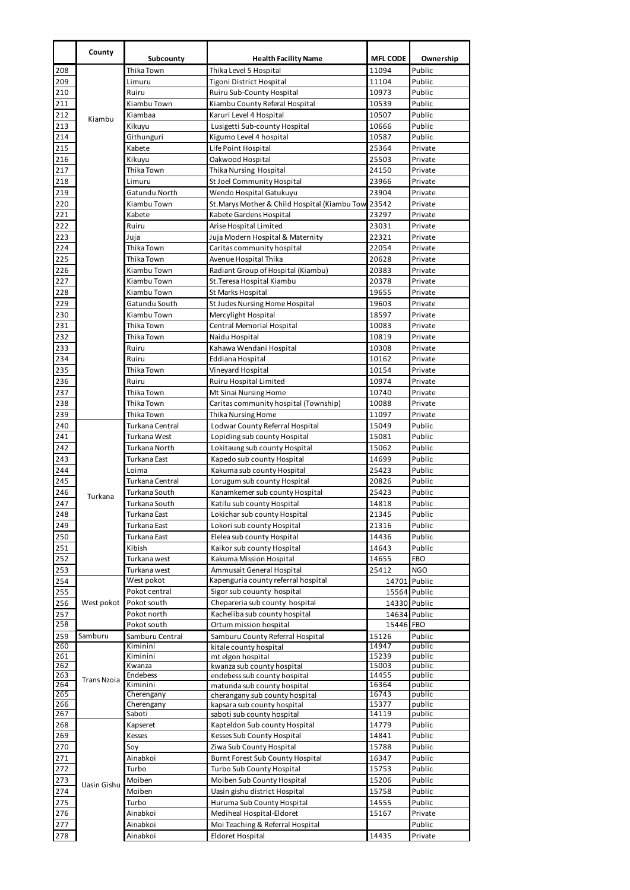| | County | Subcounty | Health Facility Name | MFL CODE | Ownership |
|---|---|---|---|---|---|
| 208 | Kiambu | Thika Town | Thika Level 5 Hospital | 11094 | Public |
| 209 | | Limuru | Tigoni District Hospital | 11104 | Public |
| 210 | | Ruiru | Ruiru Sub-County Hospital | 10973 | Public |
| 211 | | Kiambu Town | Kiambu County Referal Hospital | 10539 | Public |
| 212 | | Kiambaa | Karuri Level 4 Hospital | 10507 | Public |
| 213 | | Kikuyu | Lusigetti Sub-county Hospital | 10666 | Public |
| 214 | | Githunguri | Kigumo Level 4 hospital | 10587 | Public |
| 215 | | Kabete | Life Point Hospital | 25364 | Private |
| 216 | | Kikuyu | Oakwood Hospital | 25503 | Private |
| 217 | | Thika Town | Thika Nursing Hospital | 24150 | Private |
| 218 | | Limuru | St Joel Community Hospital | 23966 | Private |
| 219 | | Gatundu North | Wendo Hospital Gatukuyu | 23904 | Private |
| 220 | | Kiambu Town | St.Marys Mother & Child Hospital (Kiambu Tow | 23542 | Private |
| 221 | | Kabete | Kabete Gardens Hospital | 23297 | Private |
| 222 | | Ruiru | Arise Hospital Limited | 23031 | Private |
| 223 | | Juja | Juja Modern Hospital & Maternity | 22321 | Private |
| 224 | | Thika Town | Caritas community hospital | 22054 | Private |
| 225 | | Thika Town | Avenue Hospital Thika | 20628 | Private |
| 226 | | Kiambu Town | Radiant Group of Hospital (Kiambu) | 20383 | Private |
| 227 | | Kiambu Town | St.Teresa Hospital Kiambu | 20378 | Private |
| 228 | | Kiambu Town | St Marks Hospital | 19655 | Private |
| 229 | | Gatundu South | St Judes Nursing Home Hospital | 19603 | Private |
| 230 | | Kiambu Town | Mercylight Hospital | 18597 | Private |
| 231 | | Thika Town | Central Memorial Hospital | 10083 | Private |
| 232 | | Thika Town | Naidu Hospital | 10819 | Private |
| 233 | | Ruiru | Kahawa Wendani Hospital | 10308 | Private |
| 234 | | Ruiru | Eddiana Hospital | 10162 | Private |
| 235 | | Thika Town | Vineyard Hospital | 10154 | Private |
| 236 | | Ruiru | Ruiru Hospital Limited | 10974 | Private |
| 237 | | Thika Town | Mt Sinai Nursing Home | 10740 | Private |
| 238 | | Thika Town | Caritas community hospital (Township) | 10088 | Private |
| 239 | | Thika Town | Thika Nursing Home | 11097 | Private |
| 240 | Turkana | Turkana Central | Lodwar County Referral Hospital | 15049 | Public |
| 241 | | Turkana West | Lopiding sub county Hospital | 15081 | Public |
| 242 | | Turkana North | Lokitaung sub county Hospital | 15062 | Public |
| 243 | | Turkana East | Kapedo sub county Hospital | 14699 | Public |
| 244 | | Loima | Kakuma sub county Hospital | 25423 | Public |
| 245 | | Turkana Central | Lorugum sub county Hospital | 20826 | Public |
| 246 | | Turkana South | Kanamkemer sub county Hospital | 25423 | Public |
| 247 | | Turkana South | Katilu sub county Hospital | 14818 | Public |
| 248 | | Turkana East | Lokichar sub county Hospital | 21345 | Public |
| 249 | | Turkana East | Lokori sub county Hospital | 21316 | Public |
| 250 | | Turkana East | Elelea sub county Hospital | 14436 | Public |
| 251 | | Kibish | Kaikor sub county Hospital | 14643 | Public |
| 252 | | Turkana west | Kakuma Mission Hospital | 14655 | FBO |
| 253 | | Turkana west | Ammusait General Hospital | 25412 | NGO |
| 254 | West pokot | West pokot | Kapenguria county referral hospital | 14701 | Public |
| 255 | | Pokot central | Sigor sub couunty hospital | 15564 | Public |
| 256 | | Pokot south | Chepareria sub county hospital | 14330 | Public |
| 257 | | Pokot north | Kacheliba sub county hospital | 14634 | Public |
| 258 | | Pokot south | Ortum mission hospital | 15446 | FBO |
| 259 | Samburu | Samburu Central | Samburu County Referral Hospital | 15126 | Public |
| 260 | Trans Nzoia | Kiminini | kitale county hospital | 14947 | public |
| 261 | | Kiminini | mt elgon hospital | 15239 | public |
| 262 | | Kwanza | kwanza sub county hospital | 15003 | public |
| 263 | | Endebess | endebess sub county hospital | 14455 | public |
| 264 | | Kiminini | matunda sub county hospital | 16364 | public |
| 265 | | Cherengany | cherangany sub county hospital | 16743 | public |
| 266 | | Cherengany | kapsara sub county hospital | 15377 | public |
| 267 | | Saboti | saboti sub county hospital | 14119 | public |
| 268 | Uasin Gishu | Kapseret | Kapteldon Sub county Hospital | 14779 | Public |
| 269 | | Kesses | Kesses Sub County Hospital | 14841 | Public |
| 270 | | Soy | Ziwa Sub County Hospital | 15788 | Public |
| 271 | | Ainabkoi | Burnt Forest Sub County Hospital | 16347 | Public |
| 272 | | Turbo | Turbo Sub County Hospital | 15753 | Public |
| 273 | | Moiben | Moiben Sub County Hospital | 15206 | Public |
| 274 | | Moiben | Uasin gishu district Hospital | 15758 | Public |
| 275 | | Turbo | Huruma Sub County Hospital | 14555 | Public |
| 276 | | Ainabkoi | Mediheal Hospital-Eldoret | 15167 | Private |
| 277 | | Ainabkoi | Moi Teaching & Referral Hospital | | Public |
| 278 | | Ainabkoi | Eldoret Hospital | 14435 | Private |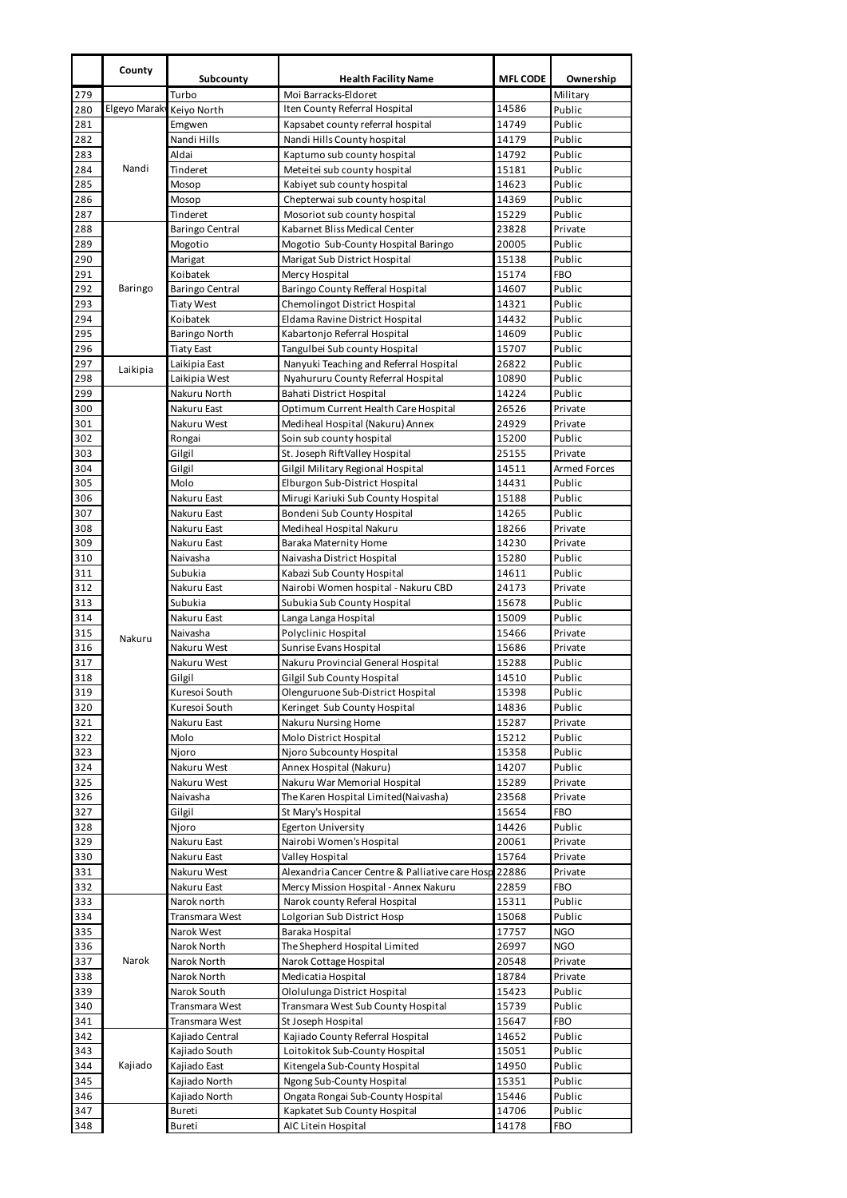| | County | Subcounty | Health Facility Name | MFL CODE | Ownership |
|---|---|---|---|---|---|
| 279 | | Turbo | Moi Barracks-Eldoret | | Military |
| 280 | Elgeyo Marakw | Keiyo North | Iten County Referral Hospital | 14586 | Public |
| 281 | Nandi | Emgwen | Kapsabet county referral hospital | 14749 | Public |
| 282 | | Nandi Hills | Nandi Hills County hospital | 14179 | Public |
| 283 | | Aldai | Kaptumo sub county hospital | 14792 | Public |
| 284 | | Tinderet | Meteitei sub county hospital | 15181 | Public |
| 285 | | Mosop | Kabiyet sub county hospital | 14623 | Public |
| 286 | | Mosop | Chepterwai sub county hospital | 14369 | Public |
| 287 | | Tinderet | Mosoriot sub county hospital | 15229 | Public |
| 288 | Baringo | Baringo Central | Kabarnet Bliss Medical Center | 23828 | Private |
| 289 | | Mogotio | Mogotio Sub-County Hospital Baringo | 20005 | Public |
| 290 | | Marigat | Marigat Sub District Hospital | 15138 | Public |
| 291 | | Koibatek | Mercy Hospital | 15174 | FBO |
| 292 | | Baringo Central | Baringo County Refferal Hospital | 14607 | Public |
| 293 | | Tiaty West | Chemolingot District Hospital | 14321 | Public |
| 294 | | Koibatek | Eldama Ravine District Hospital | 14432 | Public |
| 295 | | Baringo North | Kabartonjo Referral Hospital | 14609 | Public |
| 296 | | Tiaty East | Tangulbei Sub county Hospital | 15707 | Public |
| 297 | Laikipia | Laikipia East | Nanyuki Teaching and Referral Hospital | 26822 | Public |
| 298 | | Laikipia West | Nyahururu County Referral Hospital | 10890 | Public |
| 299 | Nakuru | Nakuru North | Bahati District Hospital | 14224 | Public |
| 300 | | Nakuru East | Optimum Current Health Care Hospital | 26526 | Private |
| 301 | | Nakuru West | Mediheal Hospital (Nakuru) Annex | 24929 | Private |
| 302 | | Rongai | Soin sub county hospital | 15200 | Public |
| 303 | | Gilgil | St. Joseph RiftValley Hospital | 25155 | Private |
| 304 | | Gilgil | Gilgil Military Regional Hospital | 14511 | Armed Forces |
| 305 | | Molo | Elburgon Sub-District Hospital | 14431 | Public |
| 306 | | Nakuru East | Mirugi Kariuki Sub County Hospital | 15188 | Public |
| 307 | | Nakuru East | Bondeni Sub County Hospital | 14265 | Public |
| 308 | | Nakuru East | Mediheal Hospital Nakuru | 18266 | Private |
| 309 | | Nakuru East | Baraka Maternity Home | 14230 | Private |
| 310 | | Naivasha | Naivasha District Hospital | 15280 | Public |
| 311 | | Subukia | Kabazi Sub County Hospital | 14611 | Public |
| 312 | | Nakuru East | Nairobi Women hospital - Nakuru CBD | 24173 | Private |
| 313 | | Subukia | Subukia Sub County Hospital | 15678 | Public |
| 314 | | Nakuru East | Langa Langa Hospital | 15009 | Public |
| 315 | | Naivasha | Polyclinic Hospital | 15466 | Private |
| 316 | | Nakuru West | Sunrise Evans Hospital | 15686 | Private |
| 317 | | Nakuru West | Nakuru Provincial General Hospital | 15288 | Public |
| 318 | | Gilgil | Gilgil Sub County Hospital | 14510 | Public |
| 319 | | Kuresoi South | Olenguruone Sub-District Hospital | 15398 | Public |
| 320 | | Kuresoi South | Keringet Sub County Hospital | 14836 | Public |
| 321 | | Nakuru East | Nakuru Nursing Home | 15287 | Private |
| 322 | | Molo | Molo District Hospital | 15212 | Public |
| 323 | | Njoro | Njoro Subcounty Hospital | 15358 | Public |
| 324 | | Nakuru West | Annex Hospital (Nakuru) | 14207 | Public |
| 325 | | Nakuru West | Nakuru War Memorial Hospital | 15289 | Private |
| 326 | | Naivasha | The Karen Hospital Limited(Naivasha) | 23568 | Private |
| 327 | | Gilgil | St Mary's Hospital | 15654 | FBO |
| 328 | | Njoro | Egerton University | 14426 | Public |
| 329 | | Nakuru East | Nairobi Women's Hospital | 20061 | Private |
| 330 | | Nakuru East | Valley Hospital | 15764 | Private |
| 331 | | Nakuru West | Alexandria Cancer Centre & Palliative care Hosp | 22886 | Private |
| 332 | | Nakuru East | Mercy Mission Hospital - Annex Nakuru | 22859 | FBO |
| 333 | Narok | Narok north | Narok county Referal Hospital | 15311 | Public |
| 334 | | Transmara West | Lolgorian Sub District Hosp | 15068 | Public |
| 335 | | Narok West | Baraka Hospital | 17757 | NGO |
| 336 | | Narok North | The Shepherd Hospital Limited | 26997 | NGO |
| 337 | | Narok North | Narok Cottage Hospital | 20548 | Private |
| 338 | | Narok North | Medicatia Hospital | 18784 | Private |
| 339 | | Narok South | Ololulunga District Hospital | 15423 | Public |
| 340 | | Transmara West | Transmara West Sub County Hospital | 15739 | Public |
| 341 | | Transmara West | St Joseph Hospital | 15647 | FBO |
| 342 | Kajiado | Kajiado Central | Kajiado County Referral Hospital | 14652 | Public |
| 343 | | Kajiado South | Loitokitok Sub-County Hospital | 15051 | Public |
| 344 | | Kajiado East | Kitengela Sub-County Hospital | 14950 | Public |
| 345 | | Kajiado North | Ngong Sub-County Hospital | 15351 | Public |
| 346 | | Kajiado North | Ongata Rongai Sub-County Hospital | 15446 | Public |
| 347 | | Bureti | Kapkatet Sub County Hospital | 14706 | Public |
| 348 | | Bureti | AIC Litein Hospital | 14178 | FBO |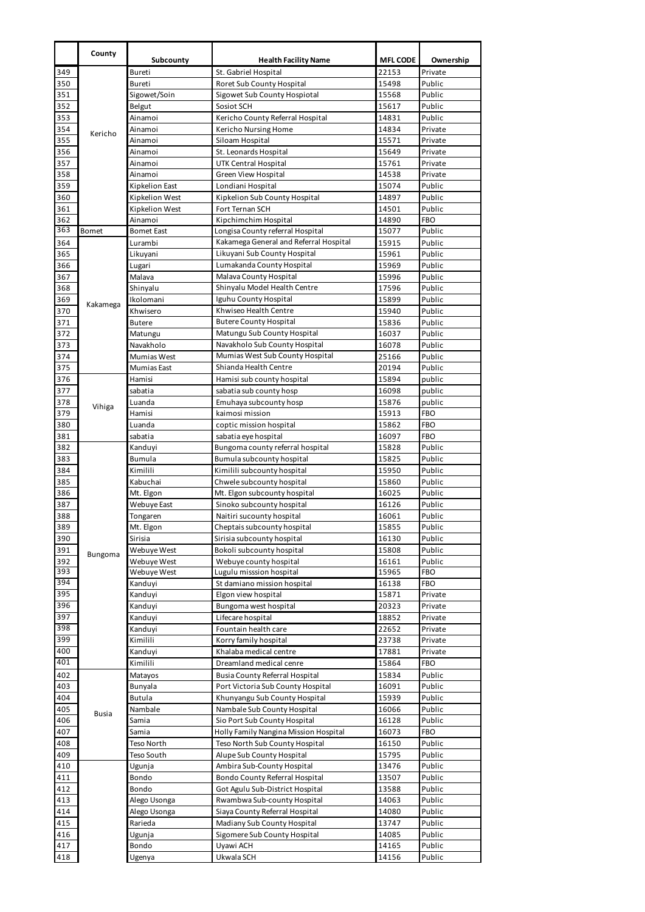| | County | Subcounty | Health Facility Name | MFL CODE | Ownership |
|---|---|---|---|---|---|
| 349 | Kericho | Bureti | St. Gabriel Hospital | 22153 | Private |
| 350 | | Bureti | Roret Sub County Hospital | 15498 | Public |
| 351 | | Sigowet/Soin | Sigowet Sub County Hospiotal | 15568 | Public |
| 352 | | Belgut | Sosiot SCH | 15617 | Public |
| 353 | | Ainamoi | Kericho County Referral Hospital | 14831 | Public |
| 354 | | Ainamoi | Kericho Nursing Home | 14834 | Private |
| 355 | | Ainamoi | Siloam Hospital | 15571 | Private |
| 356 | | Ainamoi | St. Leonards Hospital | 15649 | Private |
| 357 | | Ainamoi | UTK Central Hospital | 15761 | Private |
| 358 | | Ainamoi | Green View Hospital | 14538 | Private |
| 359 | | Kipkelion East | Londiani Hospital | 15074 | Public |
| 360 | | Kipkelion West | Kipkelion Sub County Hospital | 14897 | Public |
| 361 | | Kipkelion West | Fort Ternan SCH | 14501 | Public |
| 362 | | Ainamoi | Kipchimchim Hospital | 14890 | FBO |
| 363 | Bomet | Bomet East | Longisa County referral Hospital | 15077 | Public |
| 364 | Kakamega | Lurambi | Kakamega General and Referral Hospital | 15915 | Public |
| 365 | | Likuyani | Likuyani Sub County Hospital | 15961 | Public |
| 366 | | Lugari | Lumakanda County Hospital | 15969 | Public |
| 367 | | Malava | Malava County Hospital | 15996 | Public |
| 368 | | Shinyalu | Shinyalu Model Health Centre | 17596 | Public |
| 369 | | Ikolomani | Iguhu County Hospital | 15899 | Public |
| 370 | | Khwisero | Khwiseo Health Centre | 15940 | Public |
| 371 | | Butere | Butere County Hospital | 15836 | Public |
| 372 | | Matungu | Matungu Sub County Hospital | 16037 | Public |
| 373 | | Navakholo | Navakholo Sub County Hospital | 16078 | Public |
| 374 | | Mumias West | Mumias West Sub County Hospital | 25166 | Public |
| 375 | | Mumias East | Shianda Health Centre | 20194 | Public |
| 376 | Vihiga | Hamisi | Hamisi sub county hospital | 15894 | public |
| 377 | | sabatia | sabatia sub county hosp | 16098 | public |
| 378 | | Luanda | Emuhaya subcounty hosp | 15876 | public |
| 379 | | Hamisi | kaimosi mission | 15913 | FBO |
| 380 | | Luanda | coptic mission hospital | 15862 | FBO |
| 381 | | sabatia | sabatia eye hospital | 16097 | FBO |
| 382 | Bungoma | Kanduyi | Bungoma county referral hospital | 15828 | Public |
| 383 | | Bumula | Bumula subcounty hospital | 15825 | Public |
| 384 | | Kimilili | Kimilili subcounty hospital | 15950 | Public |
| 385 | | Kabuchai | Chwele subcounty hospital | 15860 | Public |
| 386 | | Mt. Elgon | Mt. Elgon subcounty hospital | 16025 | Public |
| 387 | | Webuye East | Sinoko subcounty hospital | 16126 | Public |
| 388 | | Tongaren | Naitiri sucounty hospital | 16061 | Public |
| 389 | | Mt. Elgon | Cheptais subcounty hospital | 15855 | Public |
| 390 | | Sirisia | Sirisia subcounty hospital | 16130 | Public |
| 391 | | Webuye West | Bokoli subcounty hospital | 15808 | Public |
| 392 | | Webuye West | Webuye county hospital | 16161 | Public |
| 393 | | Webuye West | Lugulu misssion hospital | 15965 | FBO |
| 394 | | Kanduyi | St damiano mission hospital | 16138 | FBO |
| 395 | | Kanduyi | Elgon view hospital | 15871 | Private |
| 396 | | Kanduyi | Bungoma west hospital | 20323 | Private |
| 397 | | Kanduyi | Lifecare hospital | 18852 | Private |
| 398 | | Kanduyi | Fountain health care | 22652 | Private |
| 399 | | Kimilili | Korry family hospital | 23738 | Private |
| 400 | | Kanduyi | Khalaba medical centre | 17881 | Private |
| 401 | | Kimilili | Dreamland medical cenre | 15864 | FBO |
| 402 | Busia | Matayos | Busia County Referral Hospital | 15834 | Public |
| 403 | | Bunyala | Port Victoria Sub County Hospital | 16091 | Public |
| 404 | | Butula | Khunyangu Sub County Hospital | 15939 | Public |
| 405 | | Nambale | Nambale Sub County Hospital | 16066 | Public |
| 406 | | Samia | Sio Port Sub County Hospital | 16128 | Public |
| 407 | | Samia | Holly Family Nangina Mission Hospital | 16073 | FBO |
| 408 | | Teso North | Teso North Sub County Hospital | 16150 | Public |
| 409 | | Teso South | Alupe Sub County Hospital | 15795 | Public |
| 410 | | Ugunja | Ambira Sub-County Hospital | 13476 | Public |
| 411 | | Bondo | Bondo County Referral Hospital | 13507 | Public |
| 412 | | Bondo | Got Agulu Sub-District Hospital | 13588 | Public |
| 413 | | Alego Usonga | Rwambwa Sub-county Hospital | 14063 | Public |
| 414 | | Alego Usonga | Siaya County Referral Hospital | 14080 | Public |
| 415 | | Rarieda | Madiany Sub County Hospital | 13747 | Public |
| 416 | | Ugunja | Sigomere Sub County Hospital | 14085 | Public |
| 417 | | Bondo | Uyawi ACH | 14165 | Public |
| 418 | | Ugenya | Ukwala SCH | 14156 | Public |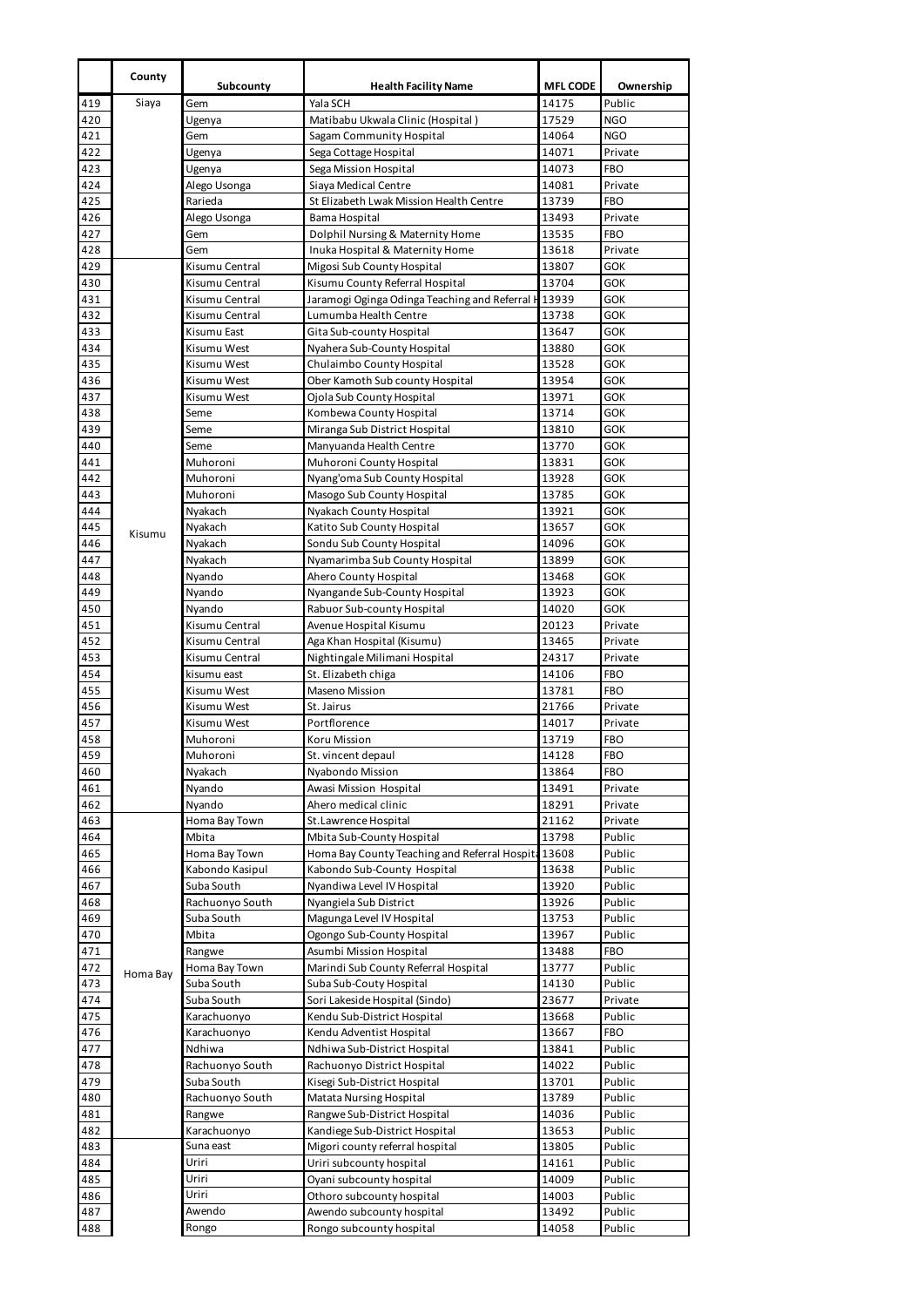| | County | Subcounty | Health Facility Name | MFL CODE | Ownership |
|---|---|---|---|---|---|
| 419 | Siaya | Gem | Yala SCH | 14175 | Public |
| 420 | | Ugenya | Matibabu Ukwala Clinic (Hospital ) | 17529 | NGO |
| 421 | | Gem | Sagam Community Hospital | 14064 | NGO |
| 422 | | Ugenya | Sega Cottage Hospital | 14071 | Private |
| 423 | | Ugenya | Sega Mission Hospital | 14073 | FBO |
| 424 | | Alego Usonga | Siaya Medical Centre | 14081 | Private |
| 425 | | Rarieda | St Elizabeth Lwak Mission Health Centre | 13739 | FBO |
| 426 | | Alego Usonga | Bama Hospital | 13493 | Private |
| 427 | | Gem | Dolphil Nursing & Maternity Home | 13535 | FBO |
| 428 | | Gem | Inuka Hospital & Maternity Home | 13618 | Private |
| 429 | Kisumu | Kisumu Central | Migosi Sub County Hospital | 13807 | GOK |
| 430 | | Kisumu Central | Kisumu County Referral Hospital | 13704 | GOK |
| 431 | | Kisumu Central | Jaramogi Oginga Odinga Teaching and Referral H | 13939 | GOK |
| 432 | | Kisumu Central | Lumumba Health Centre | 13738 | GOK |
| 433 | | Kisumu East | Gita Sub-county Hospital | 13647 | GOK |
| 434 | | Kisumu West | Nyahera Sub-County Hospital | 13880 | GOK |
| 435 | | Kisumu West | Chulaimbo County Hospital | 13528 | GOK |
| 436 | | Kisumu West | Ober Kamoth Sub county Hospital | 13954 | GOK |
| 437 | | Kisumu West | Ojola Sub County Hospital | 13971 | GOK |
| 438 | | Seme | Kombewa County Hospital | 13714 | GOK |
| 439 | | Seme | Miranga Sub District Hospital | 13810 | GOK |
| 440 | | Seme | Manyuanda Health Centre | 13770 | GOK |
| 441 | | Muhoroni | Muhoroni County Hospital | 13831 | GOK |
| 442 | | Muhoroni | Nyang'oma Sub County Hospital | 13928 | GOK |
| 443 | | Muhoroni | Masogo Sub County Hospital | 13785 | GOK |
| 444 | | Nyakach | Nyakach County Hospital | 13921 | GOK |
| 445 | | Nyakach | Katito Sub County Hospital | 13657 | GOK |
| 446 | | Nyakach | Sondu Sub County Hospital | 14096 | GOK |
| 447 | | Nyakach | Nyamarimba Sub County Hospital | 13899 | GOK |
| 448 | | Nyando | Ahero County Hospital | 13468 | GOK |
| 449 | | Nyando | Nyangande Sub-County Hospital | 13923 | GOK |
| 450 | | Nyando | Rabuor Sub-county Hospital | 14020 | GOK |
| 451 | | Kisumu Central | Avenue Hospital Kisumu | 20123 | Private |
| 452 | | Kisumu Central | Aga Khan Hospital (Kisumu) | 13465 | Private |
| 453 | | Kisumu Central | Nightingale Milimani Hospital | 24317 | Private |
| 454 | | kisumu east | St. Elizabeth chiga | 14106 | FBO |
| 455 | | Kisumu West | Maseno Mission | 13781 | FBO |
| 456 | | Kisumu West | St. Jairus | 21766 | Private |
| 457 | | Kisumu West | Portflorence | 14017 | Private |
| 458 | | Muhoroni | Koru Mission | 13719 | FBO |
| 459 | | Muhoroni | St. vincent depaul | 14128 | FBO |
| 460 | | Nyakach | Nyabondo Mission | 13864 | FBO |
| 461 | | Nyando | Awasi Mission Hospital | 13491 | Private |
| 462 | | Nyando | Ahero medical clinic | 18291 | Private |
| 463 | Homa Bay | Homa Bay Town | St.Lawrence Hospital | 21162 | Private |
| 464 | | Mbita | Mbita Sub-County Hospital | 13798 | Public |
| 465 | | Homa Bay Town | Homa Bay County Teaching and Referral Hospita | 13608 | Public |
| 466 | | Kabondo Kasipul | Kabondo Sub-County Hospital | 13638 | Public |
| 467 | | Suba South | Nyandiwa Level IV Hospital | 13920 | Public |
| 468 | | Rachuonyo South | Nyangiela Sub District | 13926 | Public |
| 469 | | Suba South | Magunga Level IV Hospital | 13753 | Public |
| 470 | | Mbita | Ogongo Sub-County Hospital | 13967 | Public |
| 471 | | Rangwe | Asumbi Mission Hospital | 13488 | FBO |
| 472 | | Homa Bay Town | Marindi Sub County Referral Hospital | 13777 | Public |
| 473 | | Suba South | Suba Sub-Couty Hospital | 14130 | Public |
| 474 | | Suba South | Sori Lakeside Hospital (Sindo) | 23677 | Private |
| 475 | | Karachuonyo | Kendu Sub-District Hospital | 13668 | Public |
| 476 | | Karachuonyo | Kendu Adventist Hospital | 13667 | FBO |
| 477 | | Ndhiwa | Ndhiwa Sub-District Hospital | 13841 | Public |
| 478 | | Rachuonyo South | Rachuonyo District Hospital | 14022 | Public |
| 479 | | Suba South | Kisegi Sub-District Hospital | 13701 | Public |
| 480 | | Rachuonyo South | Matata Nursing Hospital | 13789 | Public |
| 481 | | Rangwe | Rangwe Sub-District Hospital | 14036 | Public |
| 482 | | Karachuonyo | Kandiege Sub-District Hospital | 13653 | Public |
| 483 | | Suna east | Migori county referral hospital | 13805 | Public |
| 484 | | Uriri | Uriri subcounty hospital | 14161 | Public |
| 485 | | Uriri | Oyani subcounty hospital | 14009 | Public |
| 486 | | Uriri | Othoro subcounty hospital | 14003 | Public |
| 487 | | Awendo | Awendo subcounty hospital | 13492 | Public |
| 488 | | Rongo | Rongo subcounty hospital | 14058 | Public |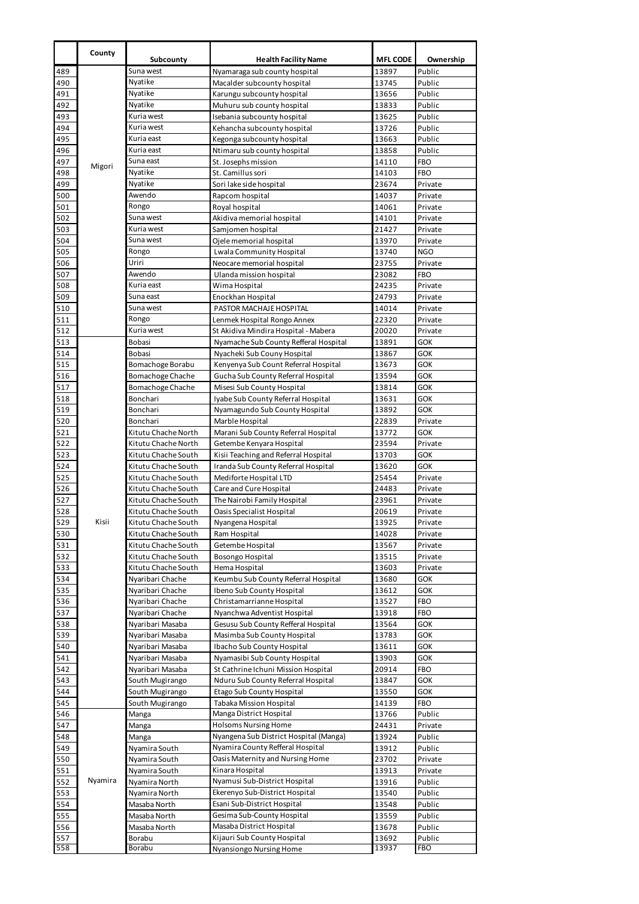|  | County | Subcounty | Health Facility Name | MFL CODE | Ownership |
|---|---|---|---|---|---|
| 489 | Migori | Suna west | Nyamaraga sub county hospital | 13897 | Public |
| 490 |  | Nyatike | Macalder subcounty hospital | 13745 | Public |
| 491 |  | Nyatike | Karungu subcounty hospital | 13656 | Public |
| 492 |  | Nyatike | Muhuru sub county hospital | 13833 | Public |
| 493 |  | Kuria west | Isebania subcounty hospital | 13625 | Public |
| 494 |  | Kuria west | Kehancha subcounty hospital | 13726 | Public |
| 495 |  | Kuria east | Kegonga subcounty hospital | 13663 | Public |
| 496 |  | Kuria east | Ntimaru sub county hospital | 13858 | Public |
| 497 |  | Suna east | St. Josephs mission | 14110 | FBO |
| 498 |  | Nyatike | St. Camillus sori | 14103 | FBO |
| 499 |  | Nyatike | Sori lake side hospital | 23674 | Private |
| 500 |  | Awendo | Rapcom hospital | 14037 | Private |
| 501 |  | Rongo | Royal hospital | 14061 | Private |
| 502 |  | Suna west | Akidiva memorial hospital | 14101 | Private |
| 503 |  | Kuria west | Samjomen hospital | 21427 | Private |
| 504 |  | Suna west | Ojele memorial hospital | 13970 | Private |
| 505 |  | Rongo | Lwala Community Hospital | 13740 | NGO |
| 506 |  | Uriri | Neocare memorial hospital | 23755 | Private |
| 507 |  | Awendo | Ulanda mission hospital | 23082 | FBO |
| 508 |  | Kuria east | Wima Hospital | 24235 | Private |
| 509 |  | Suna east | Enockhan Hospital | 24793 | Private |
| 510 |  | Suna west | PASTOR MACHAJE HOSPITAL | 14014 | Private |
| 511 |  | Rongo | Lenmek Hospital Rongo Annex | 22320 | Private |
| 512 |  | Kuria west | St Akidiva Mindira Hospital - Mabera | 20020 | Private |
| 513 | Kisii | Bobasi | Nyamache Sub County Refferal Hospital | 13891 | GOK |
| 514 |  | Bobasi | Nyacheki Sub Couny Hospital | 13867 | GOK |
| 515 |  | Bomachoge Borabu | Kenyenya Sub Count Referral Hospital | 13673 | GOK |
| 516 |  | Bomachoge Chache | Gucha Sub County Referral Hospital | 13594 | GOK |
| 517 |  | Bomachoge Chache | Misesi Sub County Hospital | 13814 | GOK |
| 518 |  | Bonchari | Iyabe Sub County Referral Hospital | 13631 | GOK |
| 519 |  | Bonchari | Nyamagundo Sub County Hospital | 13892 | GOK |
| 520 |  | Bonchari | Marble Hospital | 22839 | Private |
| 521 |  | Kitutu Chache North | Marani Sub County Referral Hospital | 13772 | GOK |
| 522 |  | Kitutu Chache North | Getembe Kenyara Hospital | 23594 | Private |
| 523 |  | Kitutu Chache South | Kisii Teaching and Referral Hospital | 13703 | GOK |
| 524 |  | Kitutu Chache South | Iranda Sub County Referral Hospital | 13620 | GOK |
| 525 |  | Kitutu Chache South | Mediforte Hospital LTD | 25454 | Private |
| 526 |  | Kitutu Chache South | Care and Cure Hospital | 24483 | Private |
| 527 |  | Kitutu Chache South | The Nairobi Family Hospital | 23961 | Private |
| 528 |  | Kitutu Chache South | Oasis Specialist Hospital | 20619 | Private |
| 529 |  | Kitutu Chache South | Nyangena Hospital | 13925 | Private |
| 530 |  | Kitutu Chache South | Ram Hospital | 14028 | Private |
| 531 |  | Kitutu Chache South | Getembe Hospital | 13567 | Private |
| 532 |  | Kitutu Chache South | Bosongo Hospital | 13515 | Private |
| 533 |  | Kitutu Chache South | Hema Hospital | 13603 | Private |
| 534 |  | Nyaribari Chache | Keumbu Sub County Referral Hospital | 13680 | GOK |
| 535 |  | Nyaribari Chache | Ibeno Sub County Hospital | 13612 | GOK |
| 536 |  | Nyaribari Chache | Christamarrianne Hospital | 13527 | FBO |
| 537 |  | Nyaribari Chache | Nyanchwa Adventist Hospital | 13918 | FBO |
| 538 |  | Nyaribari Masaba | Gesusu Sub County Refferal Hospital | 13564 | GOK |
| 539 |  | Nyaribari Masaba | Masimba Sub County Hospital | 13783 | GOK |
| 540 |  | Nyaribari Masaba | Ibacho Sub County Hospital | 13611 | GOK |
| 541 |  | Nyaribari Masaba | Nyamasibi Sub County Hospital | 13903 | GOK |
| 542 |  | Nyaribari Masaba | St Cathrine Ichuni Mission Hospital | 20914 | FBO |
| 543 |  | South Mugirango | Nduru Sub County Referral Hospital | 13847 | GOK |
| 544 |  | South Mugirango | Etago Sub County Hospital | 13550 | GOK |
| 545 |  | South Mugirango | Tabaka Mission Hospital | 14139 | FBO |
| 546 | Nyamira | Manga | Manga District Hospital | 13766 | Public |
| 547 |  | Manga | Holsoms Nursing Home | 24431 | Private |
| 548 |  | Manga | Nyangena Sub District Hospital (Manga) | 13924 | Public |
| 549 |  | Nyamira South | Nyamira County Refferal Hospital | 13912 | Public |
| 550 |  | Nyamira South | Oasis Maternity and Nursing Home | 23702 | Private |
| 551 |  | Nyamira South | Kinara Hospital | 13913 | Private |
| 552 |  | Nyamira North | Nyamusi Sub-District Hospital | 13916 | Public |
| 553 |  | Nyamira North | Ekerenyo Sub-District Hospital | 13540 | Public |
| 554 |  | Masaba North | Esani Sub-District Hospital | 13548 | Public |
| 555 |  | Masaba North | Gesima Sub-County Hospital | 13559 | Public |
| 556 |  | Masaba North | Masaba District Hospital | 13678 | Public |
| 557 |  | Borabu | Kijauri Sub County Hospital | 13692 | Public |
| 558 |  | Borabu | Nyansiongo Nursing Home | 13937 | FBO |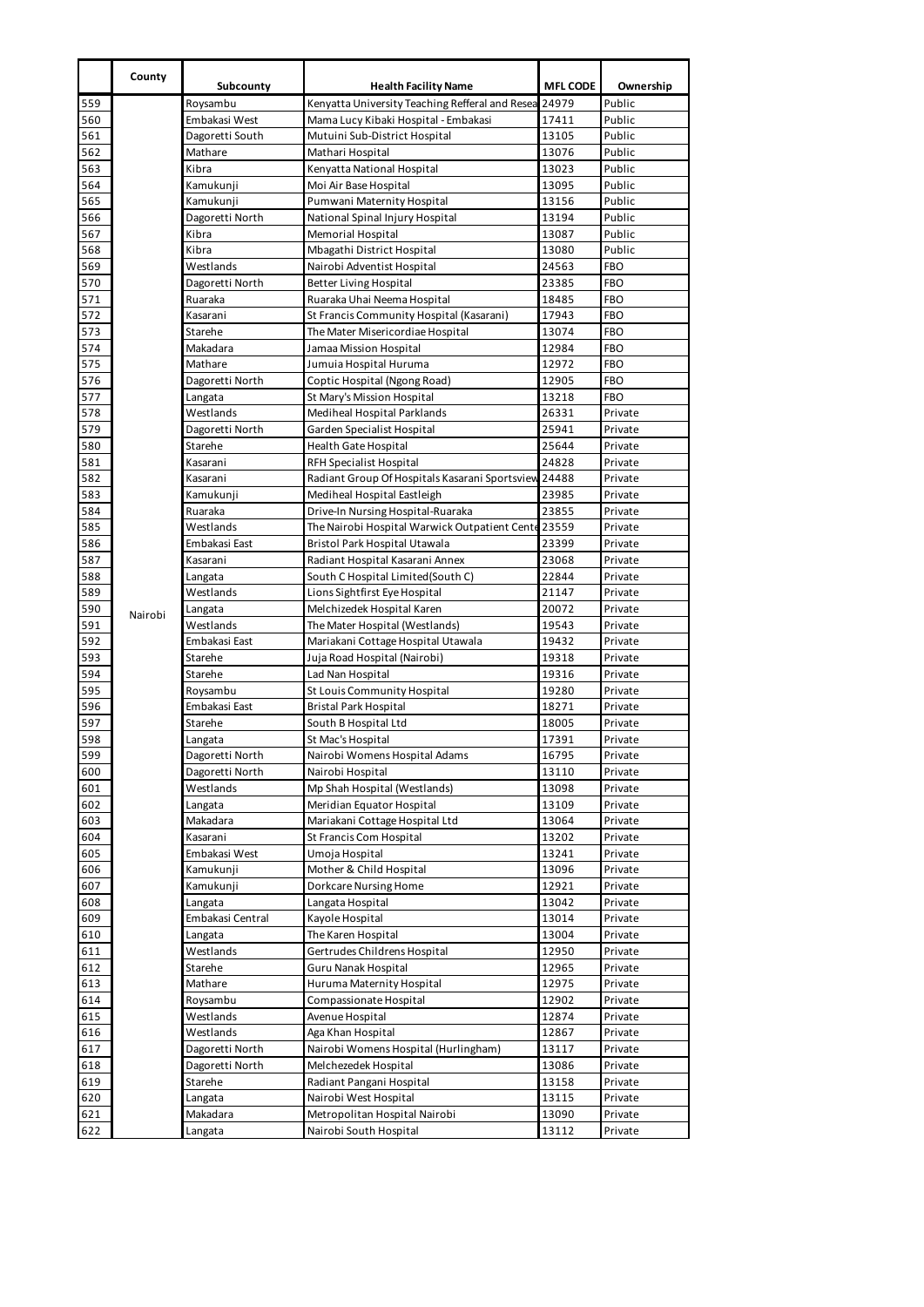| | County | Subcounty | Health Facility Name | MFL CODE | Ownership |
|---|---|---|---|---|---|
| 559 | | Roysambu | Kenyatta University Teaching Refferal and Resea | 24979 | Public |
| 560 | | Embakasi West | Mama Lucy Kibaki Hospital - Embakasi | 17411 | Public |
| 561 | | Dagoretti South | Mutuini Sub-District Hospital | 13105 | Public |
| 562 | | Mathare | Mathari Hospital | 13076 | Public |
| 563 | | Kibra | Kenyatta National Hospital | 13023 | Public |
| 564 | | Kamukunji | Moi Air Base Hospital | 13095 | Public |
| 565 | | Kamukunji | Pumwani Maternity Hospital | 13156 | Public |
| 566 | | Dagoretti North | National Spinal Injury Hospital | 13194 | Public |
| 567 | | Kibra | Memorial Hospital | 13087 | Public |
| 568 | | Kibra | Mbagathi District Hospital | 13080 | Public |
| 569 | | Westlands | Nairobi Adventist Hospital | 24563 | FBO |
| 570 | | Dagoretti North | Better Living Hospital | 23385 | FBO |
| 571 | | Ruaraka | Ruaraka Uhai Neema Hospital | 18485 | FBO |
| 572 | | Kasarani | St Francis Community Hospital (Kasarani) | 17943 | FBO |
| 573 | | Starehe | The Mater Misericordiae Hospital | 13074 | FBO |
| 574 | | Makadara | Jamaa Mission Hospital | 12984 | FBO |
| 575 | | Mathare | Jumuia Hospital Huruma | 12972 | FBO |
| 576 | | Dagoretti North | Coptic Hospital (Ngong Road) | 12905 | FBO |
| 577 | | Langata | St Mary's Mission Hospital | 13218 | FBO |
| 578 | | Westlands | Mediheal Hospital Parklands | 26331 | Private |
| 579 | | Dagoretti North | Garden Specialist Hospital | 25941 | Private |
| 580 | | Starehe | Health Gate Hospital | 25644 | Private |
| 581 | | Kasarani | RFH Specialist Hospital | 24828 | Private |
| 582 | | Kasarani | Radiant Group Of Hospitals Kasarani Sportsview | 24488 | Private |
| 583 | | Kamukunji | Mediheal Hospital Eastleigh | 23985 | Private |
| 584 | | Ruaraka | Drive-In Nursing Hospital-Ruaraka | 23855 | Private |
| 585 | | Westlands | The Nairobi Hospital Warwick Outpatient Cente | 23559 | Private |
| 586 | | Embakasi East | Bristol Park Hospital Utawala | 23399 | Private |
| 587 | | Kasarani | Radiant Hospital Kasarani Annex | 23068 | Private |
| 588 | | Langata | South C Hospital Limited(South C) | 22844 | Private |
| 589 | | Westlands | Lions Sightfirst Eye Hospital | 21147 | Private |
| 590 | Nairobi | Langata | Melchizedek Hospital Karen | 20072 | Private |
| 591 | | Westlands | The Mater Hospital (Westlands) | 19543 | Private |
| 592 | | Embakasi East | Mariakani Cottage Hospital Utawala | 19432 | Private |
| 593 | | Starehe | Juja Road Hospital (Nairobi) | 19318 | Private |
| 594 | | Starehe | Lad Nan Hospital | 19316 | Private |
| 595 | | Roysambu | St Louis Community Hospital | 19280 | Private |
| 596 | | Embakasi East | Bristal Park Hospital | 18271 | Private |
| 597 | | Starehe | South B Hospital Ltd | 18005 | Private |
| 598 | | Langata | St Mac's Hospital | 17391 | Private |
| 599 | | Dagoretti North | Nairobi Womens Hospital Adams | 16795 | Private |
| 600 | | Dagoretti North | Nairobi Hospital | 13110 | Private |
| 601 | | Westlands | Mp Shah Hospital (Westlands) | 13098 | Private |
| 602 | | Langata | Meridian Equator Hospital | 13109 | Private |
| 603 | | Makadara | Mariakani Cottage Hospital Ltd | 13064 | Private |
| 604 | | Kasarani | St Francis Com Hospital | 13202 | Private |
| 605 | | Embakasi West | Umoja Hospital | 13241 | Private |
| 606 | | Kamukunji | Mother & Child Hospital | 13096 | Private |
| 607 | | Kamukunji | Dorkcare Nursing Home | 12921 | Private |
| 608 | | Langata | Langata Hospital | 13042 | Private |
| 609 | | Embakasi Central | Kayole Hospital | 13014 | Private |
| 610 | | Langata | The Karen Hospital | 13004 | Private |
| 611 | | Westlands | Gertrudes Childrens Hospital | 12950 | Private |
| 612 | | Starehe | Guru Nanak Hospital | 12965 | Private |
| 613 | | Mathare | Huruma Maternity Hospital | 12975 | Private |
| 614 | | Roysambu | Compassionate Hospital | 12902 | Private |
| 615 | | Westlands | Avenue Hospital | 12874 | Private |
| 616 | | Westlands | Aga Khan Hospital | 12867 | Private |
| 617 | | Dagoretti North | Nairobi Womens Hospital (Hurlingham) | 13117 | Private |
| 618 | | Dagoretti North | Melchezedek Hospital | 13086 | Private |
| 619 | | Starehe | Radiant Pangani Hospital | 13158 | Private |
| 620 | | Langata | Nairobi West Hospital | 13115 | Private |
| 621 | | Makadara | Metropolitan Hospital Nairobi | 13090 | Private |
| 622 | | Langata | Nairobi South Hospital | 13112 | Private |